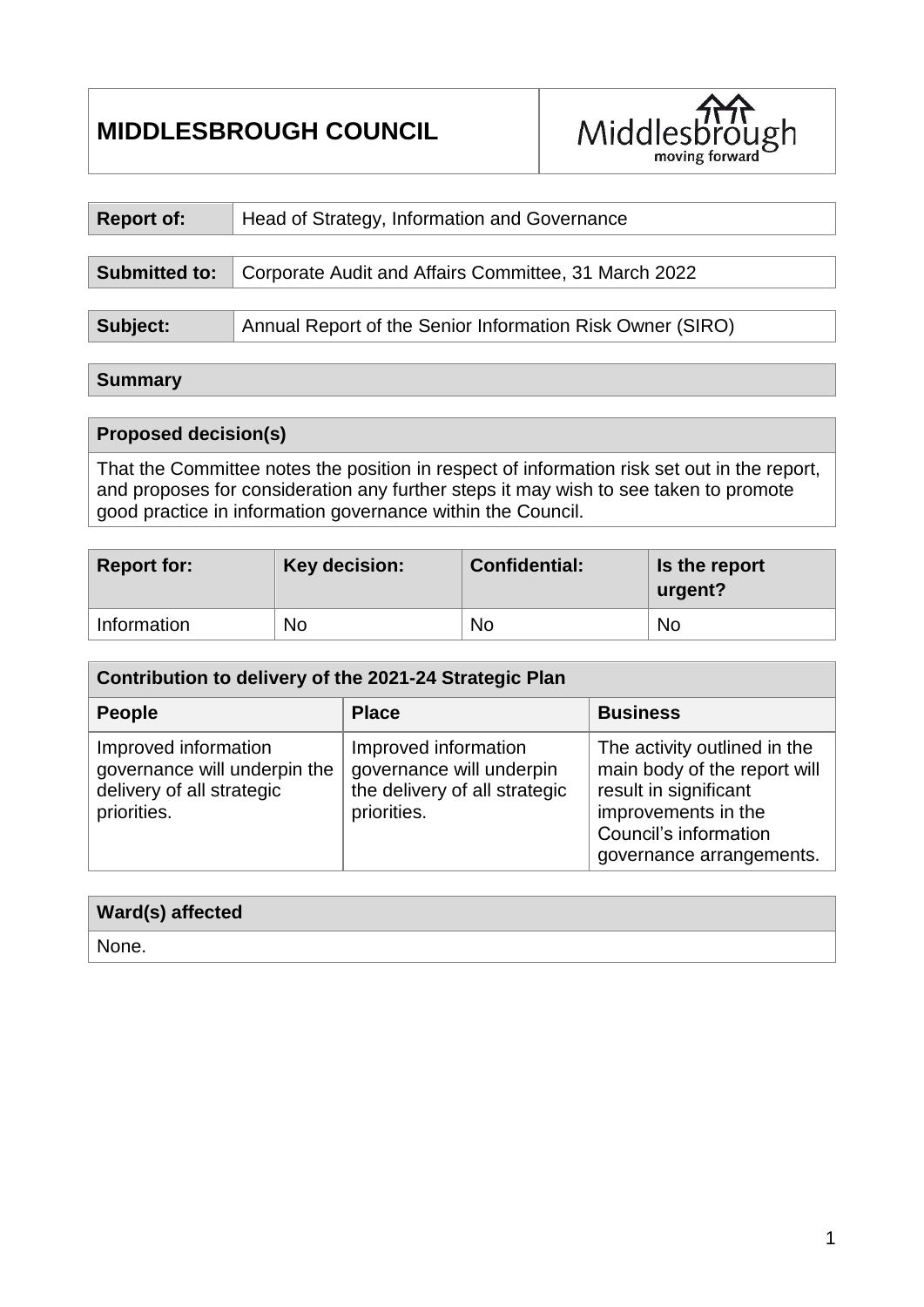# MIDDLESBROUGH COUNCIL

| Report of: | Head of Strategy, Information and Governance |
| --- | --- |

| Submitted to: | Corporate Audit and Affairs Committee, 31 March 2022 |
| --- | --- |

| Subject: | Annual Report of the Senior Information Risk Owner (SIRO) |
| --- | --- |

## Summary

| Proposed decision(s) |
| --- |
| That the Committee notes the position in respect of information risk set out in the report, and proposes for consideration any further steps it may wish to see taken to promote good practice in information governance within the Council. |

| Report for: | Key decision: | Confidential: | Is the report urgent? |
| --- | --- | --- | --- |
| Information | No | No | No |

| Contribution to delivery of the 2021-24 Strategic Plan | | |
| --- | --- | --- |
| **People** | **Place** | **Business** |
| Improved information governance will underpin the delivery of all strategic priorities. | Improved information governance will underpin the delivery of all strategic priorities. | The activity outlined in the main body of the report will result in significant improvements in the Council's information governance arrangements. |

| Ward(s) affected |
| --- |
| None. |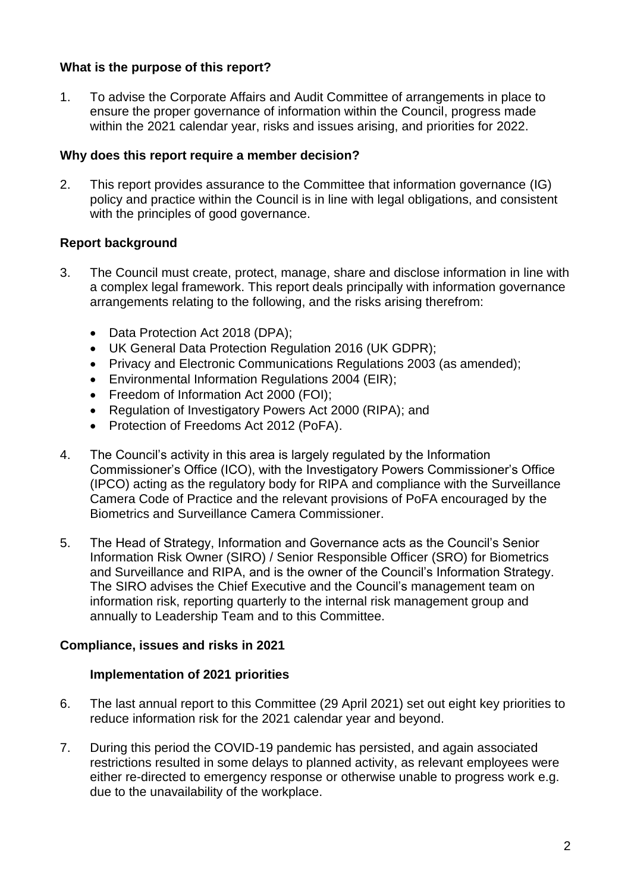**What is the purpose of this report?**

1. To advise the Corporate Affairs and Audit Committee of arrangements in place to ensure the proper governance of information within the Council, progress made within the 2021 calendar year, risks and issues arising, and priorities for 2022.

**Why does this report require a member decision?**

2. This report provides assurance to the Committee that information governance (IG) policy and practice within the Council is in line with legal obligations, and consistent with the principles of good governance.

**Report background**

3. The Council must create, protect, manage, share and disclose information in line with a complex legal framework. This report deals principally with information governance arrangements relating to the following, and the risks arising therefrom:

   - Data Protection Act 2018 (DPA);
   - UK General Data Protection Regulation 2016 (UK GDPR);
   - Privacy and Electronic Communications Regulations 2003 (as amended);
   - Environmental Information Regulations 2004 (EIR);
   - Freedom of Information Act 2000 (FOI);
   - Regulation of Investigatory Powers Act 2000 (RIPA); and
   - Protection of Freedoms Act 2012 (PoFA).

4. The Council's activity in this area is largely regulated by the Information Commissioner's Office (ICO), with the Investigatory Powers Commissioner's Office (IPCO) acting as the regulatory body for RIPA and compliance with the Surveillance Camera Code of Practice and the relevant provisions of PoFA encouraged by the Biometrics and Surveillance Camera Commissioner.

5. The Head of Strategy, Information and Governance acts as the Council's Senior Information Risk Owner (SIRO) / Senior Responsible Officer (SRO) for Biometrics and Surveillance and RIPA, and is the owner of the Council's Information Strategy. The SIRO advises the Chief Executive and the Council's management team on information risk, reporting quarterly to the internal risk management group and annually to Leadership Team and to this Committee.

**Compliance, issues and risks in 2021**

**Implementation of 2021 priorities**

6. The last annual report to this Committee (29 April 2021) set out eight key priorities to reduce information risk for the 2021 calendar year and beyond.

7. During this period the COVID-19 pandemic has persisted, and again associated restrictions resulted in some delays to planned activity, as relevant employees were either re-directed to emergency response or otherwise unable to progress work e.g. due to the unavailability of the workplace.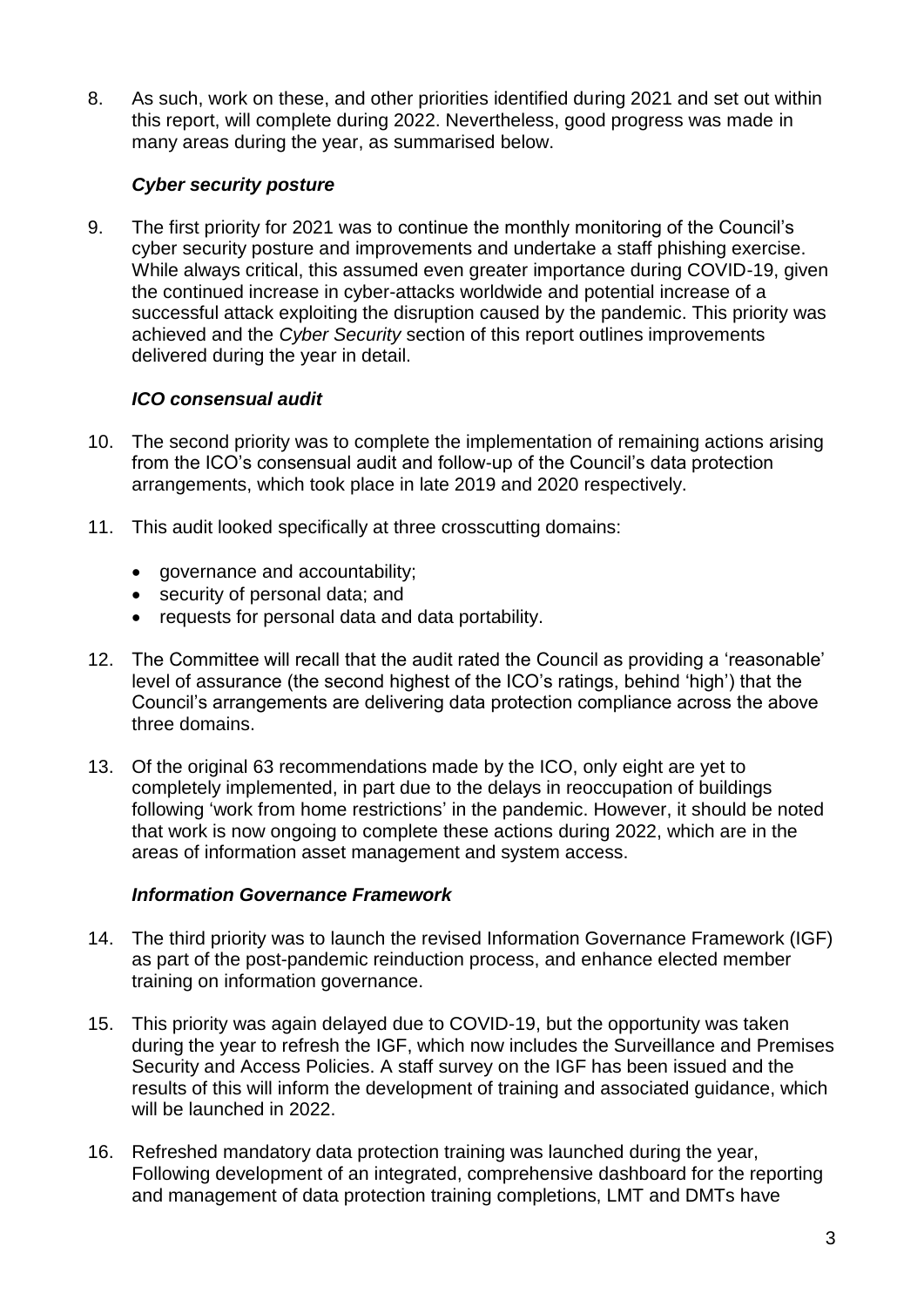8. As such, work on these, and other priorities identified during 2021 and set out within this report, will complete during 2022. Nevertheless, good progress was made in many areas during the year, as summarised below.

### *Cyber security posture*

9. The first priority for 2021 was to continue the monthly monitoring of the Council's cyber security posture and improvements and undertake a staff phishing exercise. While always critical, this assumed even greater importance during COVID-19, given the continued increase in cyber-attacks worldwide and potential increase of a successful attack exploiting the disruption caused by the pandemic. This priority was achieved and the *Cyber Security* section of this report outlines improvements delivered during the year in detail.

### *ICO consensual audit*

10. The second priority was to complete the implementation of remaining actions arising from the ICO's consensual audit and follow-up of the Council's data protection arrangements, which took place in late 2019 and 2020 respectively.

11. This audit looked specifically at three crosscutting domains:

    - governance and accountability;
    - security of personal data; and
    - requests for personal data and data portability.

12. The Committee will recall that the audit rated the Council as providing a 'reasonable' level of assurance (the second highest of the ICO's ratings, behind 'high') that the Council's arrangements are delivering data protection compliance across the above three domains.

13. Of the original 63 recommendations made by the ICO, only eight are yet to completely implemented, in part due to the delays in reoccupation of buildings following 'work from home restrictions' in the pandemic. However, it should be noted that work is now ongoing to complete these actions during 2022, which are in the areas of information asset management and system access.

### *Information Governance Framework*

14. The third priority was to launch the revised Information Governance Framework (IGF) as part of the post-pandemic reinduction process, and enhance elected member training on information governance.

15. This priority was again delayed due to COVID-19, but the opportunity was taken during the year to refresh the IGF, which now includes the Surveillance and Premises Security and Access Policies. A staff survey on the IGF has been issued and the results of this will inform the development of training and associated guidance, which will be launched in 2022.

16. Refreshed mandatory data protection training was launched during the year, Following development of an integrated, comprehensive dashboard for the reporting and management of data protection training completions, LMT and DMTs have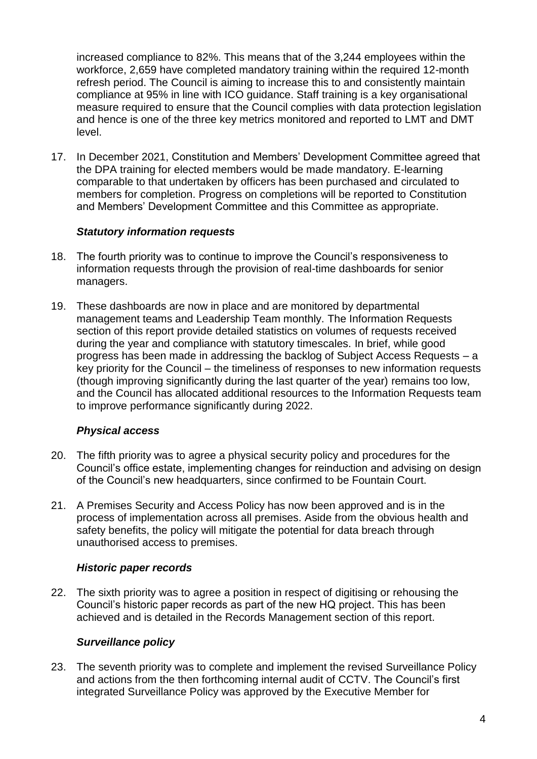increased compliance to 82%. This means that of the 3,244 employees within the workforce, 2,659 have completed mandatory training within the required 12-month refresh period. The Council is aiming to increase this to and consistently maintain compliance at 95% in line with ICO guidance. Staff training is a key organisational measure required to ensure that the Council complies with data protection legislation and hence is one of the three key metrics monitored and reported to LMT and DMT level.

17. In December 2021, Constitution and Members' Development Committee agreed that the DPA training for elected members would be made mandatory. E-learning comparable to that undertaken by officers has been purchased and circulated to members for completion. Progress on completions will be reported to Constitution and Members' Development Committee and this Committee as appropriate.

### *Statutory information requests*

18. The fourth priority was to continue to improve the Council's responsiveness to information requests through the provision of real-time dashboards for senior managers.

19. These dashboards are now in place and are monitored by departmental management teams and Leadership Team monthly. The Information Requests section of this report provide detailed statistics on volumes of requests received during the year and compliance with statutory timescales. In brief, while good progress has been made in addressing the backlog of Subject Access Requests – a key priority for the Council – the timeliness of responses to new information requests (though improving significantly during the last quarter of the year) remains too low, and the Council has allocated additional resources to the Information Requests team to improve performance significantly during 2022.

### *Physical access*

20. The fifth priority was to agree a physical security policy and procedures for the Council's office estate, implementing changes for reinduction and advising on design of the Council's new headquarters, since confirmed to be Fountain Court.

21. A Premises Security and Access Policy has now been approved and is in the process of implementation across all premises. Aside from the obvious health and safety benefits, the policy will mitigate the potential for data breach through unauthorised access to premises.

### *Historic paper records*

22. The sixth priority was to agree a position in respect of digitising or rehousing the Council's historic paper records as part of the new HQ project. This has been achieved and is detailed in the Records Management section of this report.

### *Surveillance policy*

23. The seventh priority was to complete and implement the revised Surveillance Policy and actions from the then forthcoming internal audit of CCTV. The Council's first integrated Surveillance Policy was approved by the Executive Member for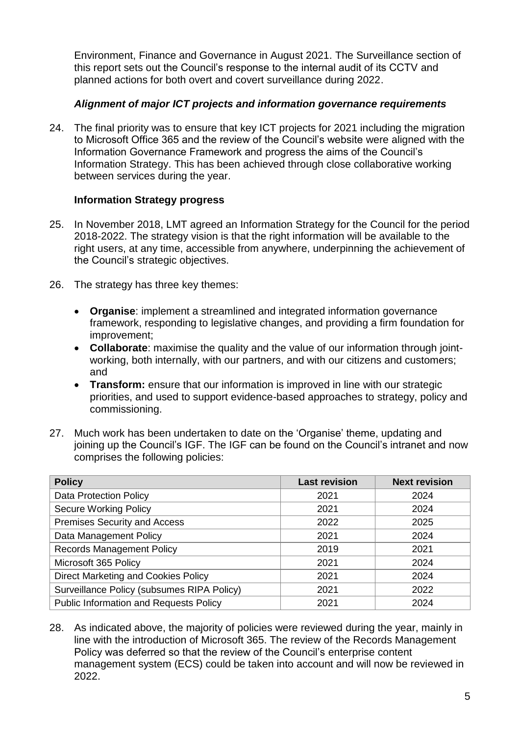Environment, Finance and Governance in August 2021. The Surveillance section of this report sets out the Council's response to the internal audit of its CCTV and planned actions for both overt and covert surveillance during 2022.

### *Alignment of major ICT projects and information governance requirements*

24. The final priority was to ensure that key ICT projects for 2021 including the migration to Microsoft Office 365 and the review of the Council's website were aligned with the Information Governance Framework and progress the aims of the Council's Information Strategy. This has been achieved through close collaborative working between services during the year.

### **Information Strategy progress**

25. In November 2018, LMT agreed an Information Strategy for the Council for the period 2018-2022. The strategy vision is that the right information will be available to the right users, at any time, accessible from anywhere, underpinning the achievement of the Council's strategic objectives.

26. The strategy has three key themes:

    - **Organise**: implement a streamlined and integrated information governance framework, responding to legislative changes, and providing a firm foundation for improvement;
    - **Collaborate**: maximise the quality and the value of our information through joint-working, both internally, with our partners, and with our citizens and customers; and
    - **Transform:** ensure that our information is improved in line with our strategic priorities, and used to support evidence-based approaches to strategy, policy and commissioning.

27. Much work has been undertaken to date on the 'Organise' theme, updating and joining up the Council's IGF. The IGF can be found on the Council's intranet and now comprises the following policies:

| Policy | Last revision | Next revision |
|---|---|---|
| Data Protection Policy | 2021 | 2024 |
| Secure Working Policy | 2021 | 2024 |
| Premises Security and Access | 2022 | 2025 |
| Data Management Policy | 2021 | 2024 |
| Records Management Policy | 2019 | 2021 |
| Microsoft 365 Policy | 2021 | 2024 |
| Direct Marketing and Cookies Policy | 2021 | 2024 |
| Surveillance Policy (subsumes RIPA Policy) | 2021 | 2022 |
| Public Information and Requests Policy | 2021 | 2024 |

28. As indicated above, the majority of policies were reviewed during the year, mainly in line with the introduction of Microsoft 365. The review of the Records Management Policy was deferred so that the review of the Council's enterprise content management system (ECS) could be taken into account and will now be reviewed in 2022.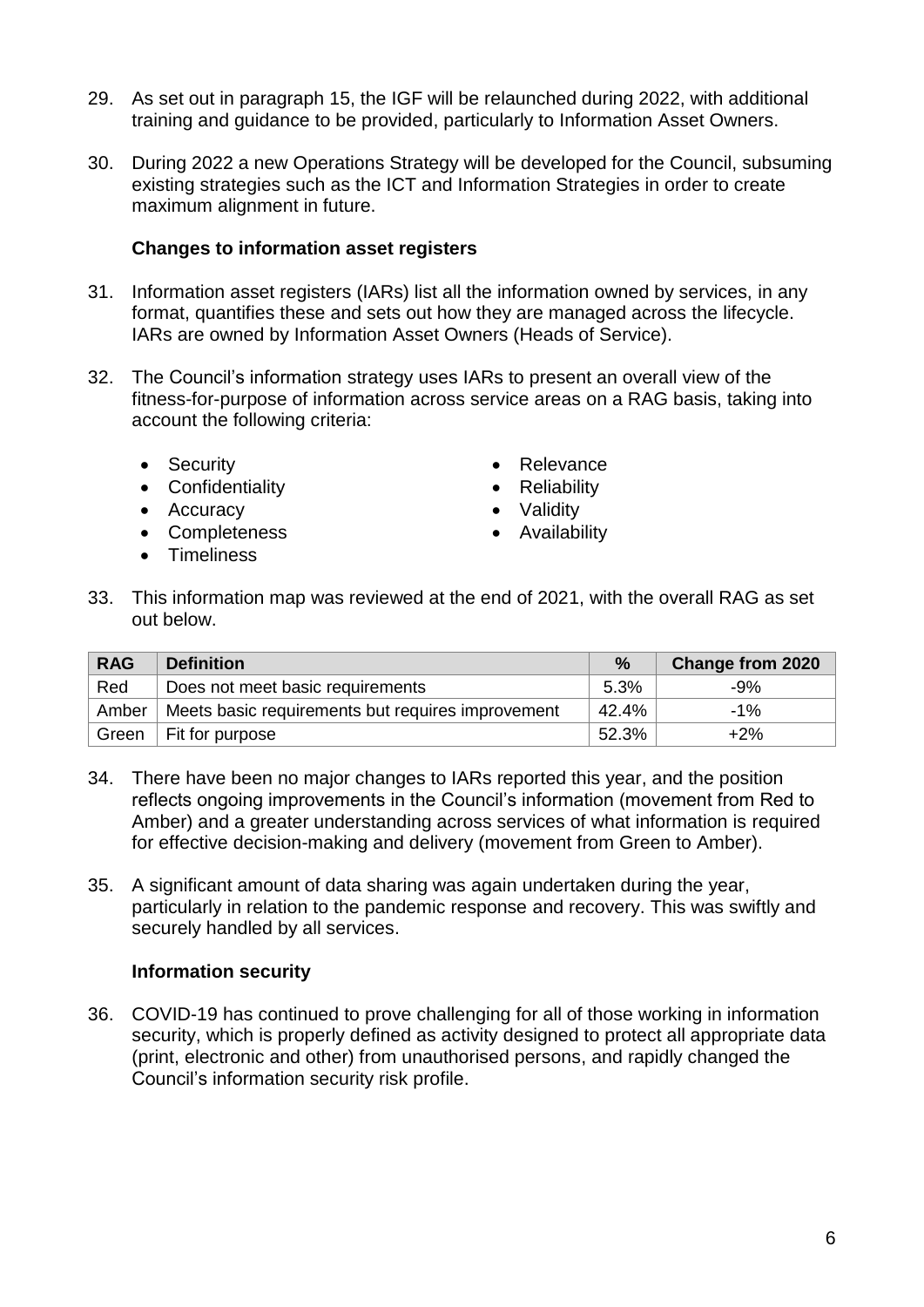29. As set out in paragraph 15, the IGF will be relaunched during 2022, with additional training and guidance to be provided, particularly to Information Asset Owners.

30. During 2022 a new Operations Strategy will be developed for the Council, subsuming existing strategies such as the ICT and Information Strategies in order to create maximum alignment in future.

**Changes to information asset registers**

31. Information asset registers (IARs) list all the information owned by services, in any format, quantifies these and sets out how they are managed across the lifecycle. IARs are owned by Information Asset Owners (Heads of Service).

32. The Council's information strategy uses IARs to present an overall view of the fitness-for-purpose of information across service areas on a RAG basis, taking into account the following criteria:

- Security
- Confidentiality
- Accuracy
- Completeness
- Timeliness
- Relevance
- Reliability
- Validity
- Availability

33. This information map was reviewed at the end of 2021, with the overall RAG as set out below.

| RAG | Definition | % | Change from 2020 |
|---|---|---|---|
| Red | Does not meet basic requirements | 5.3% | -9% |
| Amber | Meets basic requirements but requires improvement | 42.4% | -1% |
| Green | Fit for purpose | 52.3% | +2% |

34. There have been no major changes to IARs reported this year, and the position reflects ongoing improvements in the Council's information (movement from Red to Amber) and a greater understanding across services of what information is required for effective decision-making and delivery (movement from Green to Amber).

35. A significant amount of data sharing was again undertaken during the year, particularly in relation to the pandemic response and recovery. This was swiftly and securely handled by all services.

**Information security**

36. COVID-19 has continued to prove challenging for all of those working in information security, which is properly defined as activity designed to protect all appropriate data (print, electronic and other) from unauthorised persons, and rapidly changed the Council's information security risk profile.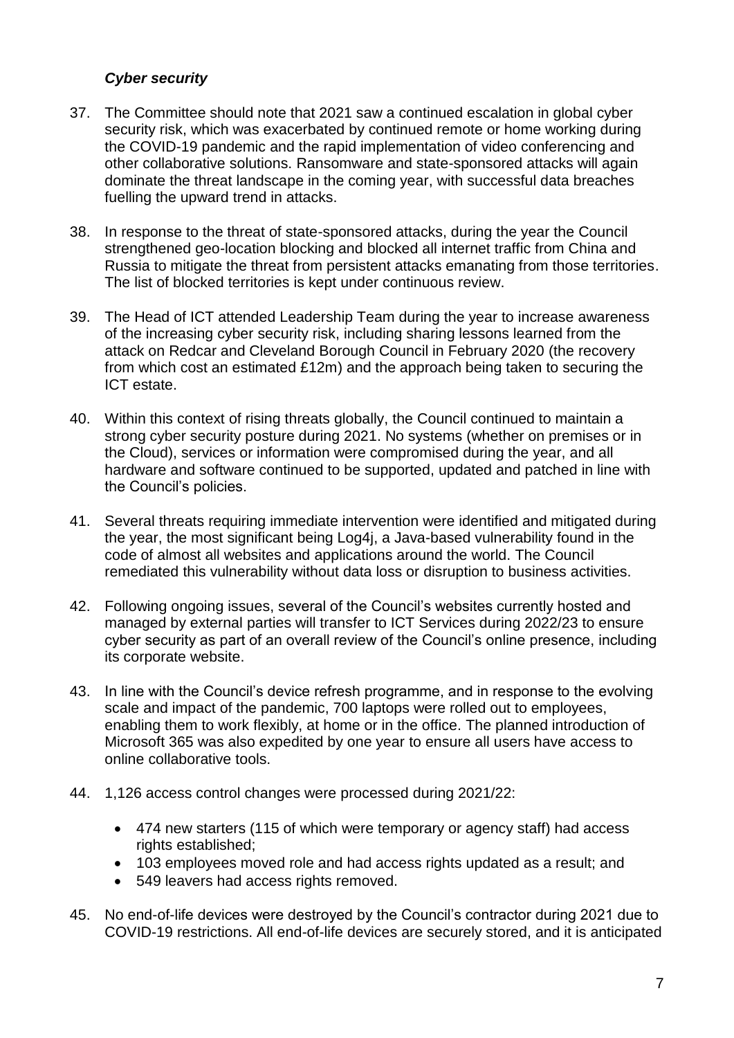### *Cyber security*

37. The Committee should note that 2021 saw a continued escalation in global cyber security risk, which was exacerbated by continued remote or home working during the COVID-19 pandemic and the rapid implementation of video conferencing and other collaborative solutions. Ransomware and state-sponsored attacks will again dominate the threat landscape in the coming year, with successful data breaches fuelling the upward trend in attacks.

38. In response to the threat of state-sponsored attacks, during the year the Council strengthened geo-location blocking and blocked all internet traffic from China and Russia to mitigate the threat from persistent attacks emanating from those territories. The list of blocked territories is kept under continuous review.

39. The Head of ICT attended Leadership Team during the year to increase awareness of the increasing cyber security risk, including sharing lessons learned from the attack on Redcar and Cleveland Borough Council in February 2020 (the recovery from which cost an estimated £12m) and the approach being taken to securing the ICT estate.

40. Within this context of rising threats globally, the Council continued to maintain a strong cyber security posture during 2021. No systems (whether on premises or in the Cloud), services or information were compromised during the year, and all hardware and software continued to be supported, updated and patched in line with the Council's policies.

41. Several threats requiring immediate intervention were identified and mitigated during the year, the most significant being Log4j, a Java-based vulnerability found in the code of almost all websites and applications around the world. The Council remediated this vulnerability without data loss or disruption to business activities.

42. Following ongoing issues, several of the Council's websites currently hosted and managed by external parties will transfer to ICT Services during 2022/23 to ensure cyber security as part of an overall review of the Council's online presence, including its corporate website.

43. In line with the Council's device refresh programme, and in response to the evolving scale and impact of the pandemic, 700 laptops were rolled out to employees, enabling them to work flexibly, at home or in the office. The planned introduction of Microsoft 365 was also expedited by one year to ensure all users have access to online collaborative tools.

44. 1,126 access control changes were processed during 2021/22:

    - 474 new starters (115 of which were temporary or agency staff) had access rights established;
    - 103 employees moved role and had access rights updated as a result; and
    - 549 leavers had access rights removed.

45. No end-of-life devices were destroyed by the Council's contractor during 2021 due to COVID-19 restrictions. All end-of-life devices are securely stored, and it is anticipated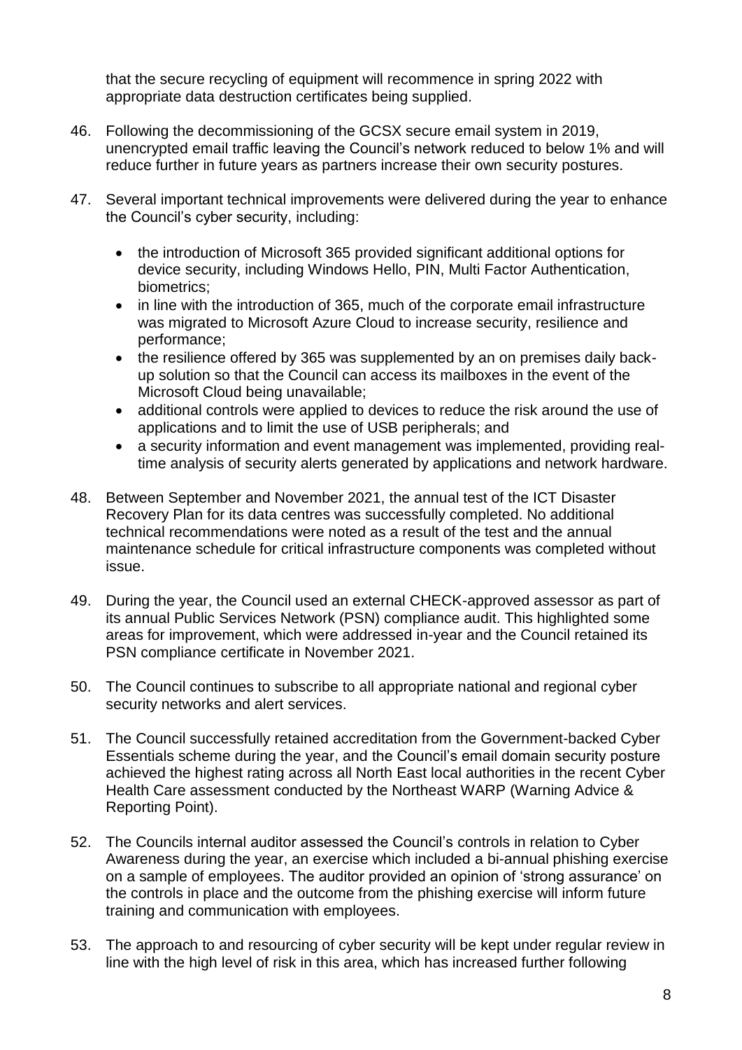that the secure recycling of equipment will recommence in spring 2022 with appropriate data destruction certificates being supplied.

46. Following the decommissioning of the GCSX secure email system in 2019, unencrypted email traffic leaving the Council's network reduced to below 1% and will reduce further in future years as partners increase their own security postures.

47. Several important technical improvements were delivered during the year to enhance the Council's cyber security, including:

    - the introduction of Microsoft 365 provided significant additional options for device security, including Windows Hello, PIN, Multi Factor Authentication, biometrics;
    - in line with the introduction of 365, much of the corporate email infrastructure was migrated to Microsoft Azure Cloud to increase security, resilience and performance;
    - the resilience offered by 365 was supplemented by an on premises daily back-up solution so that the Council can access its mailboxes in the event of the Microsoft Cloud being unavailable;
    - additional controls were applied to devices to reduce the risk around the use of applications and to limit the use of USB peripherals; and
    - a security information and event management was implemented, providing real-time analysis of security alerts generated by applications and network hardware.

48. Between September and November 2021, the annual test of the ICT Disaster Recovery Plan for its data centres was successfully completed. No additional technical recommendations were noted as a result of the test and the annual maintenance schedule for critical infrastructure components was completed without issue.

49. During the year, the Council used an external CHECK-approved assessor as part of its annual Public Services Network (PSN) compliance audit. This highlighted some areas for improvement, which were addressed in-year and the Council retained its PSN compliance certificate in November 2021.

50. The Council continues to subscribe to all appropriate national and regional cyber security networks and alert services.

51. The Council successfully retained accreditation from the Government-backed Cyber Essentials scheme during the year, and the Council's email domain security posture achieved the highest rating across all North East local authorities in the recent Cyber Health Care assessment conducted by the Northeast WARP (Warning Advice & Reporting Point).

52. The Councils internal auditor assessed the Council's controls in relation to Cyber Awareness during the year, an exercise which included a bi-annual phishing exercise on a sample of employees. The auditor provided an opinion of 'strong assurance' on the controls in place and the outcome from the phishing exercise will inform future training and communication with employees.

53. The approach to and resourcing of cyber security will be kept under regular review in line with the high level of risk in this area, which has increased further following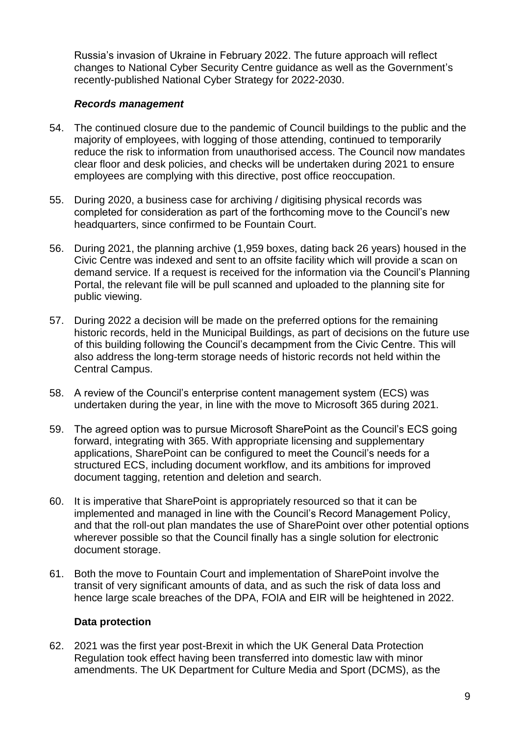Russia's invasion of Ukraine in February 2022. The future approach will reflect changes to National Cyber Security Centre guidance as well as the Government's recently-published National Cyber Strategy for 2022-2030.

### *Records management*

54. The continued closure due to the pandemic of Council buildings to the public and the majority of employees, with logging of those attending, continued to temporarily reduce the risk to information from unauthorised access. The Council now mandates clear floor and desk policies, and checks will be undertaken during 2021 to ensure employees are complying with this directive, post office reoccupation.

55. During 2020, a business case for archiving / digitising physical records was completed for consideration as part of the forthcoming move to the Council's new headquarters, since confirmed to be Fountain Court.

56. During 2021, the planning archive (1,959 boxes, dating back 26 years) housed in the Civic Centre was indexed and sent to an offsite facility which will provide a scan on demand service. If a request is received for the information via the Council's Planning Portal, the relevant file will be pull scanned and uploaded to the planning site for public viewing.

57. During 2022 a decision will be made on the preferred options for the remaining historic records, held in the Municipal Buildings, as part of decisions on the future use of this building following the Council's decampment from the Civic Centre. This will also address the long-term storage needs of historic records not held within the Central Campus.

58. A review of the Council's enterprise content management system (ECS) was undertaken during the year, in line with the move to Microsoft 365 during 2021.

59. The agreed option was to pursue Microsoft SharePoint as the Council's ECS going forward, integrating with 365. With appropriate licensing and supplementary applications, SharePoint can be configured to meet the Council's needs for a structured ECS, including document workflow, and its ambitions for improved document tagging, retention and deletion and search.

60. It is imperative that SharePoint is appropriately resourced so that it can be implemented and managed in line with the Council's Record Management Policy, and that the roll-out plan mandates the use of SharePoint over other potential options wherever possible so that the Council finally has a single solution for electronic document storage.

61. Both the move to Fountain Court and implementation of SharePoint involve the transit of very significant amounts of data, and as such the risk of data loss and hence large scale breaches of the DPA, FOIA and EIR will be heightened in 2022.

### **Data protection**

62. 2021 was the first year post-Brexit in which the UK General Data Protection Regulation took effect having been transferred into domestic law with minor amendments. The UK Department for Culture Media and Sport (DCMS), as the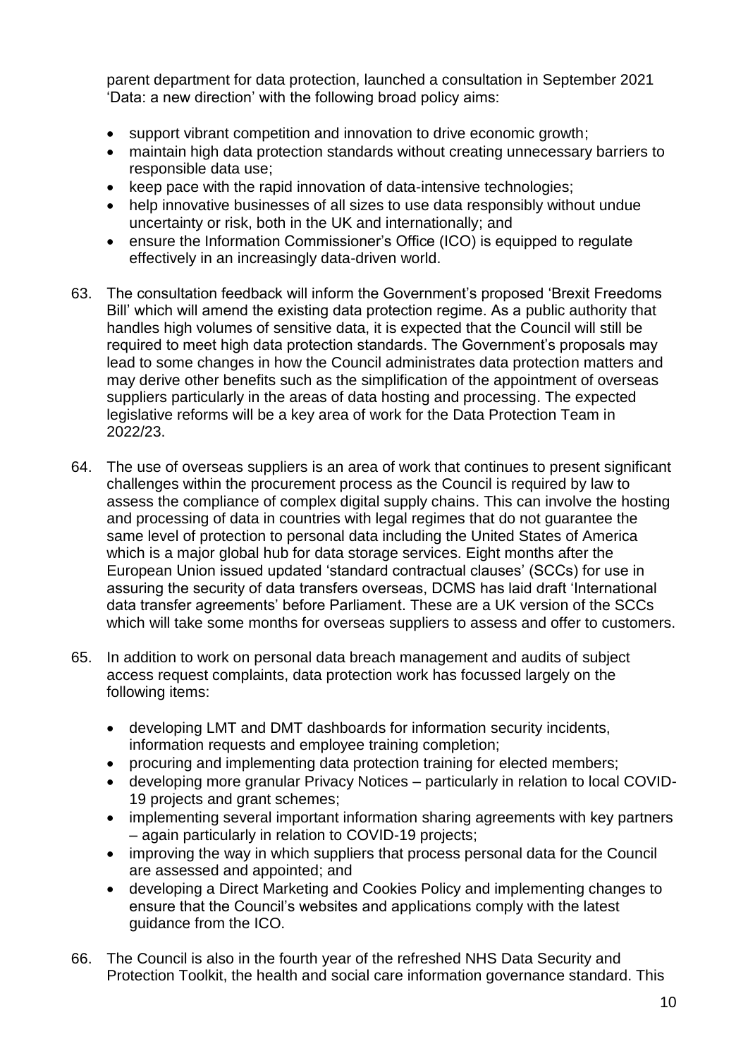parent department for data protection, launched a consultation in September 2021 'Data: a new direction' with the following broad policy aims:

- support vibrant competition and innovation to drive economic growth;
- maintain high data protection standards without creating unnecessary barriers to responsible data use;
- keep pace with the rapid innovation of data-intensive technologies;
- help innovative businesses of all sizes to use data responsibly without undue uncertainty or risk, both in the UK and internationally; and
- ensure the Information Commissioner's Office (ICO) is equipped to regulate effectively in an increasingly data-driven world.

63. The consultation feedback will inform the Government's proposed 'Brexit Freedoms Bill' which will amend the existing data protection regime. As a public authority that handles high volumes of sensitive data, it is expected that the Council will still be required to meet high data protection standards. The Government's proposals may lead to some changes in how the Council administrates data protection matters and may derive other benefits such as the simplification of the appointment of overseas suppliers particularly in the areas of data hosting and processing. The expected legislative reforms will be a key area of work for the Data Protection Team in 2022/23.

64. The use of overseas suppliers is an area of work that continues to present significant challenges within the procurement process as the Council is required by law to assess the compliance of complex digital supply chains. This can involve the hosting and processing of data in countries with legal regimes that do not guarantee the same level of protection to personal data including the United States of America which is a major global hub for data storage services. Eight months after the European Union issued updated 'standard contractual clauses' (SCCs) for use in assuring the security of data transfers overseas, DCMS has laid draft 'International data transfer agreements' before Parliament. These are a UK version of the SCCs which will take some months for overseas suppliers to assess and offer to customers.

65. In addition to work on personal data breach management and audits of subject access request complaints, data protection work has focussed largely on the following items:

    - developing LMT and DMT dashboards for information security incidents, information requests and employee training completion;
    - procuring and implementing data protection training for elected members;
    - developing more granular Privacy Notices – particularly in relation to local COVID-19 projects and grant schemes;
    - implementing several important information sharing agreements with key partners – again particularly in relation to COVID-19 projects;
    - improving the way in which suppliers that process personal data for the Council are assessed and appointed; and
    - developing a Direct Marketing and Cookies Policy and implementing changes to ensure that the Council's websites and applications comply with the latest guidance from the ICO.

66. The Council is also in the fourth year of the refreshed NHS Data Security and Protection Toolkit, the health and social care information governance standard. This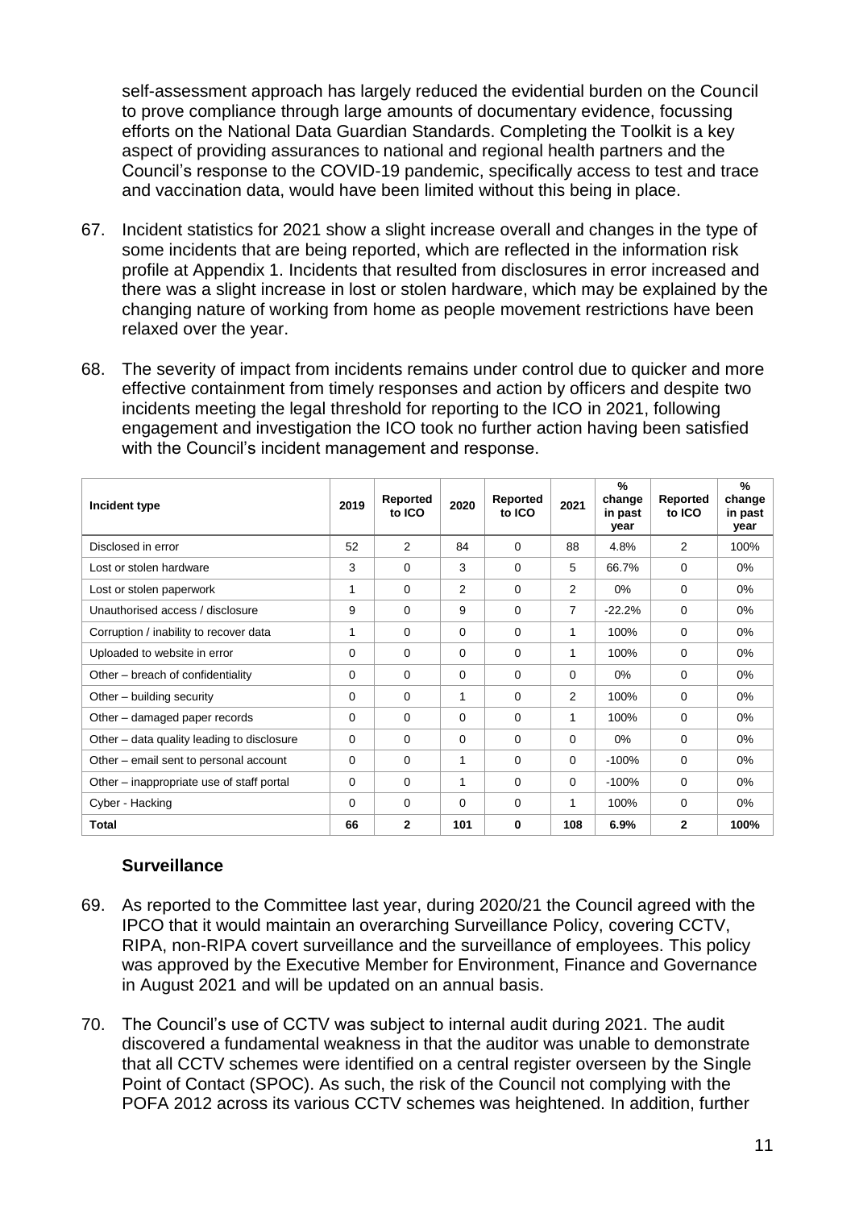self-assessment approach has largely reduced the evidential burden on the Council to prove compliance through large amounts of documentary evidence, focussing efforts on the National Data Guardian Standards. Completing the Toolkit is a key aspect of providing assurances to national and regional health partners and the Council's response to the COVID-19 pandemic, specifically access to test and trace and vaccination data, would have been limited without this being in place.

67. Incident statistics for 2021 show a slight increase overall and changes in the type of some incidents that are being reported, which are reflected in the information risk profile at Appendix 1. Incidents that resulted from disclosures in error increased and there was a slight increase in lost or stolen hardware, which may be explained by the changing nature of working from home as people movement restrictions have been relaxed over the year.

68. The severity of impact from incidents remains under control due to quicker and more effective containment from timely responses and action by officers and despite two incidents meeting the legal threshold for reporting to the ICO in 2021, following engagement and investigation the ICO took no further action having been satisfied with the Council's incident management and response.

| Incident type | 2019 | Reported to ICO | 2020 | Reported to ICO | 2021 | % change in past year | Reported to ICO | % change in past year |
|---|---|---|---|---|---|---|---|---|
| Disclosed in error | 52 | 2 | 84 | 0 | 88 | 4.8% | 2 | 100% |
| Lost or stolen hardware | 3 | 0 | 3 | 0 | 5 | 66.7% | 0 | 0% |
| Lost or stolen paperwork | 1 | 0 | 2 | 0 | 2 | 0% | 0 | 0% |
| Unauthorised access / disclosure | 9 | 0 | 9 | 0 | 7 | -22.2% | 0 | 0% |
| Corruption / inability to recover data | 1 | 0 | 0 | 0 | 1 | 100% | 0 | 0% |
| Uploaded to website in error | 0 | 0 | 0 | 0 | 1 | 100% | 0 | 0% |
| Other – breach of confidentiality | 0 | 0 | 0 | 0 | 0 | 0% | 0 | 0% |
| Other – building security | 0 | 0 | 1 | 0 | 2 | 100% | 0 | 0% |
| Other – damaged paper records | 0 | 0 | 0 | 0 | 1 | 100% | 0 | 0% |
| Other – data quality leading to disclosure | 0 | 0 | 0 | 0 | 0 | 0% | 0 | 0% |
| Other – email sent to personal account | 0 | 0 | 1 | 0 | 0 | -100% | 0 | 0% |
| Other – inappropriate use of staff portal | 0 | 0 | 1 | 0 | 0 | -100% | 0 | 0% |
| Cyber - Hacking | 0 | 0 | 0 | 0 | 1 | 100% | 0 | 0% |
| **Total** | **66** | **2** | **101** | **0** | **108** | **6.9%** | **2** | **100%** |

### Surveillance

69. As reported to the Committee last year, during 2020/21 the Council agreed with the IPCO that it would maintain an overarching Surveillance Policy, covering CCTV, RIPA, non-RIPA covert surveillance and the surveillance of employees. This policy was approved by the Executive Member for Environment, Finance and Governance in August 2021 and will be updated on an annual basis.

70. The Council's use of CCTV was subject to internal audit during 2021. The audit discovered a fundamental weakness in that the auditor was unable to demonstrate that all CCTV schemes were identified on a central register overseen by the Single Point of Contact (SPOC). As such, the risk of the Council not complying with the POFA 2012 across its various CCTV schemes was heightened. In addition, further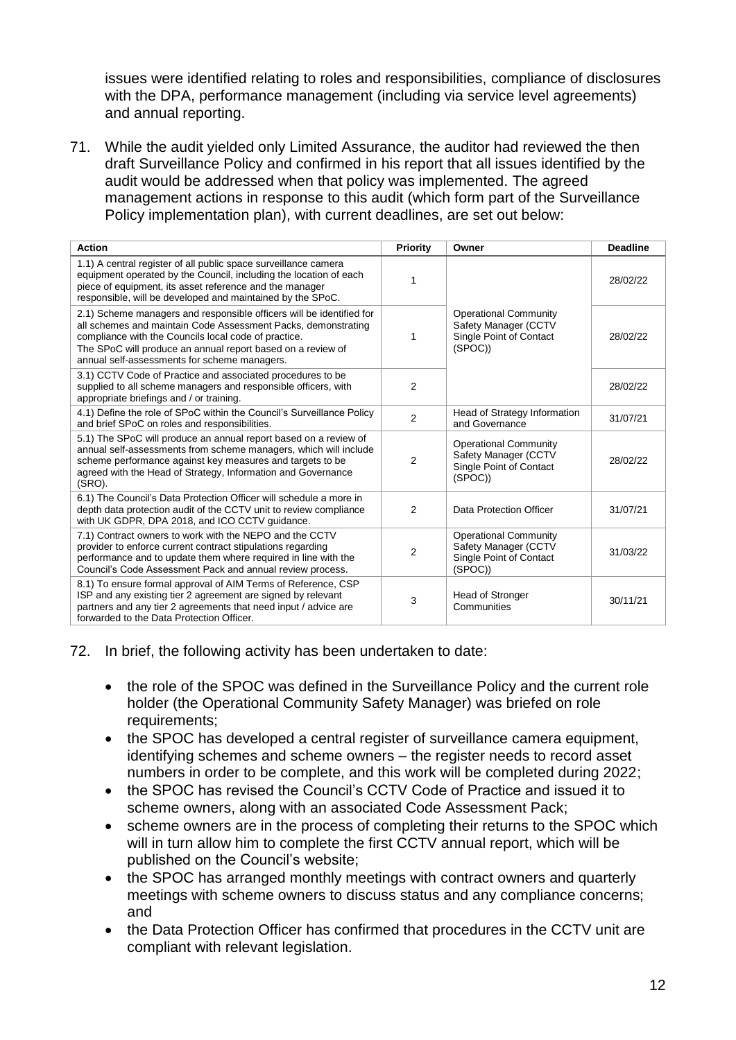issues were identified relating to roles and responsibilities, compliance of disclosures with the DPA, performance management (including via service level agreements) and annual reporting.

71. While the audit yielded only Limited Assurance, the auditor had reviewed the then draft Surveillance Policy and confirmed in his report that all issues identified by the audit would be addressed when that policy was implemented. The agreed management actions in response to this audit (which form part of the Surveillance Policy implementation plan), with current deadlines, are set out below:

| Action | Priority | Owner | Deadline |
|---|---|---|---|
| 1.1) A central register of all public space surveillance camera equipment operated by the Council, including the location of each piece of equipment, its asset reference and the manager responsible, will be developed and maintained by the SPoC. | 1 | Operational Community Safety Manager (CCTV Single Point of Contact (SPOC)) | 28/02/22 |
| 2.1) Scheme managers and responsible officers will be identified for all schemes and maintain Code Assessment Packs, demonstrating compliance with the Councils local code of practice. The SPoC will produce an annual report based on a review of annual self-assessments for scheme managers. | 1 | | 28/02/22 |
| 3.1) CCTV Code of Practice and associated procedures to be supplied to all scheme managers and responsible officers, with appropriate briefings and / or training. | 2 | | 28/02/22 |
| 4.1) Define the role of SPoC within the Council's Surveillance Policy and brief SPoC on roles and responsibilities. | 2 | Head of Strategy Information and Governance | 31/07/21 |
| 5.1) The SPoC will produce an annual report based on a review of annual self-assessments from scheme managers, which will include scheme performance against key measures and targets to be agreed with the Head of Strategy, Information and Governance (SRO). | 2 | Operational Community Safety Manager (CCTV Single Point of Contact (SPOC)) | 28/02/22 |
| 6.1) The Council's Data Protection Officer will schedule a more in depth data protection audit of the CCTV unit to review compliance with UK GDPR, DPA 2018, and ICO CCTV guidance. | 2 | Data Protection Officer | 31/07/21 |
| 7.1) Contract owners to work with the NEPO and the CCTV provider to enforce current contract stipulations regarding performance and to update them where required in line with the Council's Code Assessment Pack and annual review process. | 2 | Operational Community Safety Manager (CCTV Single Point of Contact (SPOC)) | 31/03/22 |
| 8.1) To ensure formal approval of AIM Terms of Reference, CSP ISP and any existing tier 2 agreement are signed by relevant partners and any tier 2 agreements that need input / advice are forwarded to the Data Protection Officer. | 3 | Head of Stronger Communities | 30/11/21 |

72. In brief, the following activity has been undertaken to date:

- the role of the SPOC was defined in the Surveillance Policy and the current role holder (the Operational Community Safety Manager) was briefed on role requirements;
- the SPOC has developed a central register of surveillance camera equipment, identifying schemes and scheme owners – the register needs to record asset numbers in order to be complete, and this work will be completed during 2022;
- the SPOC has revised the Council's CCTV Code of Practice and issued it to scheme owners, along with an associated Code Assessment Pack;
- scheme owners are in the process of completing their returns to the SPOC which will in turn allow him to complete the first CCTV annual report, which will be published on the Council's website;
- the SPOC has arranged monthly meetings with contract owners and quarterly meetings with scheme owners to discuss status and any compliance concerns; and
- the Data Protection Officer has confirmed that procedures in the CCTV unit are compliant with relevant legislation.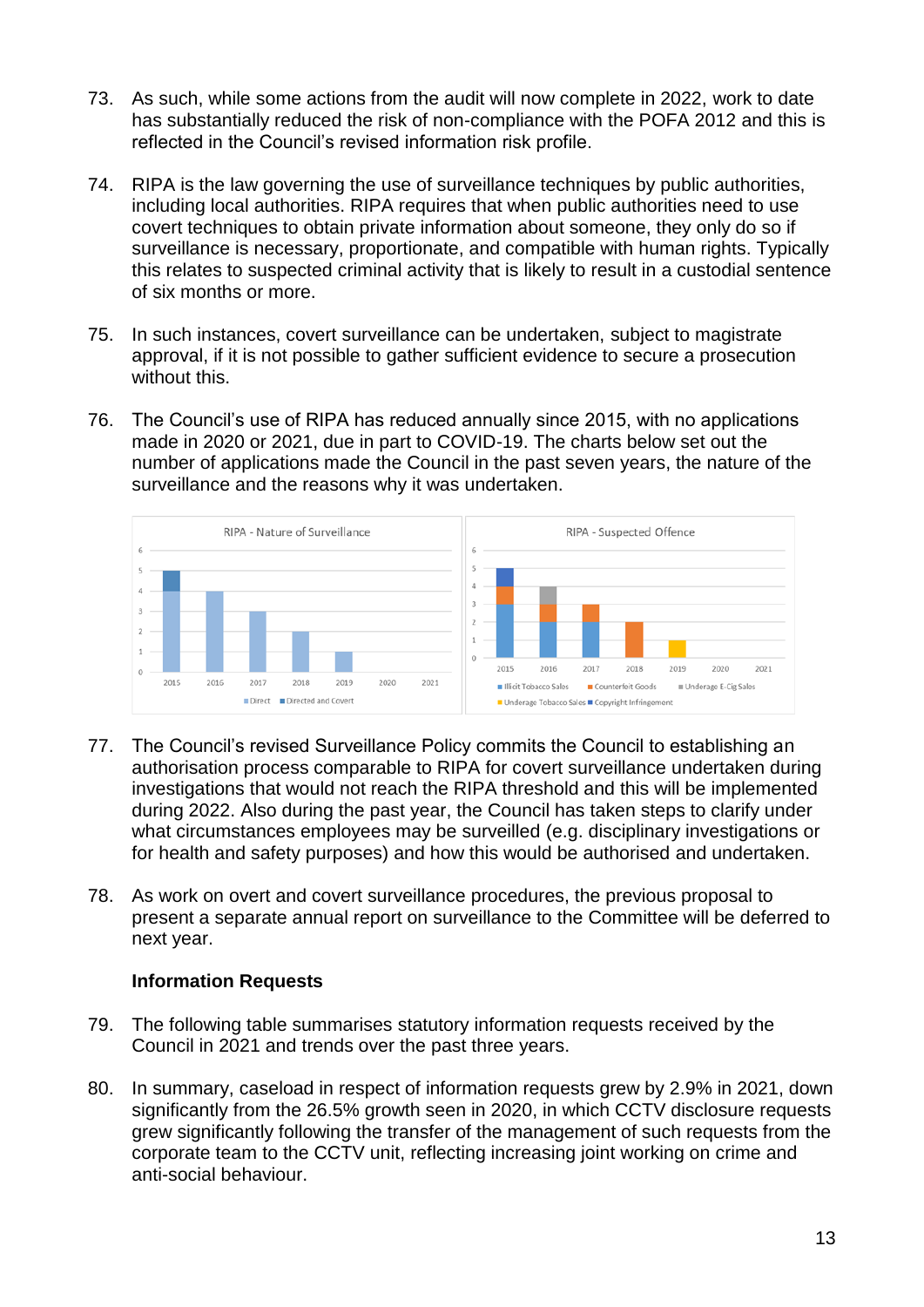73. As such, while some actions from the audit will now complete in 2022, work to date has substantially reduced the risk of non-compliance with the POFA 2012 and this is reflected in the Council's revised information risk profile.

74. RIPA is the law governing the use of surveillance techniques by public authorities, including local authorities. RIPA requires that when public authorities need to use covert techniques to obtain private information about someone, they only do so if surveillance is necessary, proportionate, and compatible with human rights. Typically this relates to suspected criminal activity that is likely to result in a custodial sentence of six months or more.

75. In such instances, covert surveillance can be undertaken, subject to magistrate approval, if it is not possible to gather sufficient evidence to secure a prosecution without this.

76. The Council's use of RIPA has reduced annually since 2015, with no applications made in 2020 or 2021, due in part to COVID-19. The charts below set out the number of applications made the Council in the past seven years, the nature of the surveillance and the reasons why it was undertaken.

77. The Council's revised Surveillance Policy commits the Council to establishing an authorisation process comparable to RIPA for covert surveillance undertaken during investigations that would not reach the RIPA threshold and this will be implemented during 2022. Also during the past year, the Council has taken steps to clarify under what circumstances employees may be surveilled (e.g. disciplinary investigations or for health and safety purposes) and how this would be authorised and undertaken.

78. As work on overt and covert surveillance procedures, the previous proposal to present a separate annual report on surveillance to the Committee will be deferred to next year.

**Information Requests**

79. The following table summarises statutory information requests received by the Council in 2021 and trends over the past three years.

80. In summary, caseload in respect of information requests grew by 2.9% in 2021, down significantly from the 26.5% growth seen in 2020, in which CCTV disclosure requests grew significantly following the transfer of the management of such requests from the corporate team to the CCTV unit, reflecting increasing joint working on crime and anti-social behaviour.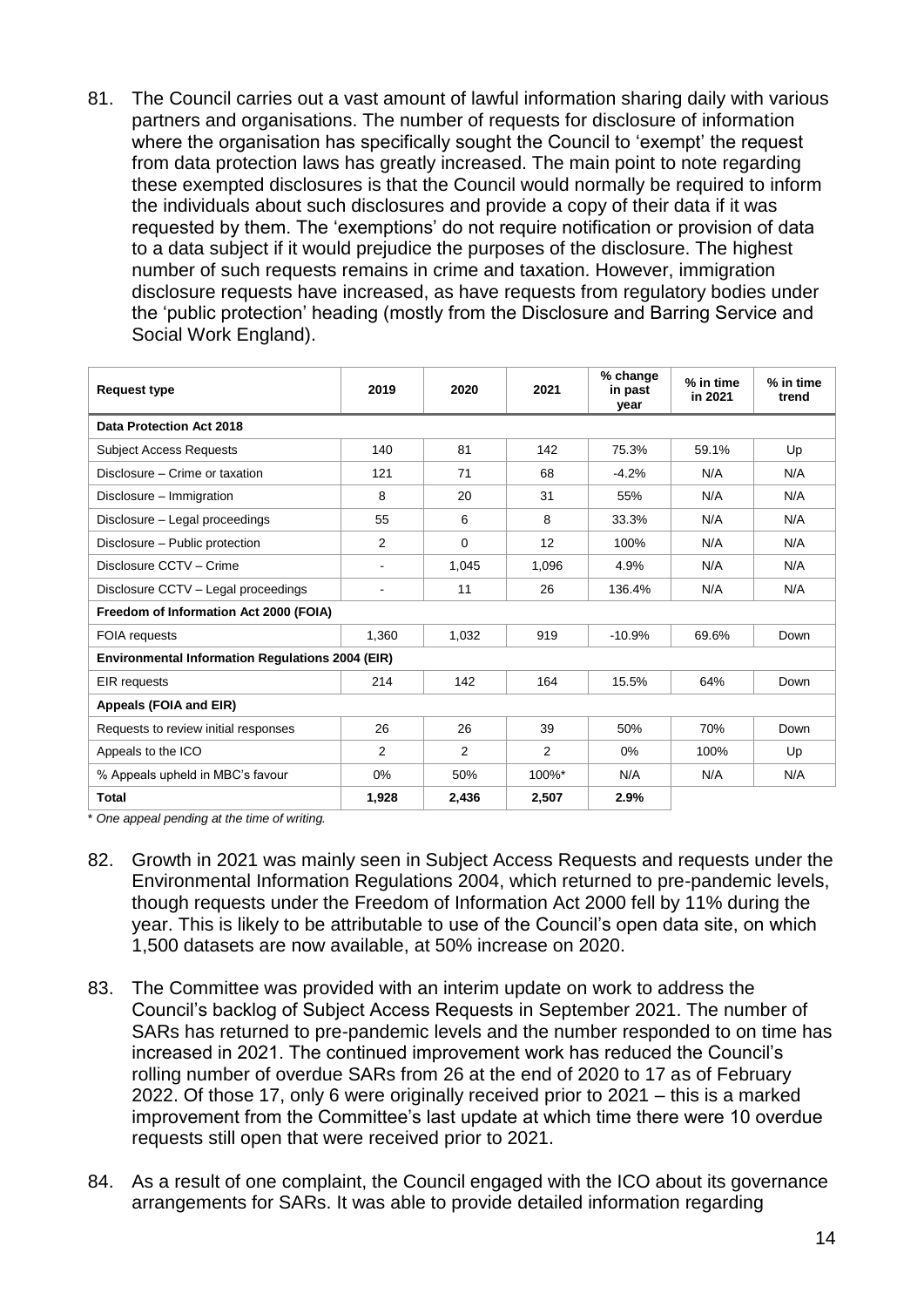81. The Council carries out a vast amount of lawful information sharing daily with various partners and organisations. The number of requests for disclosure of information where the organisation has specifically sought the Council to 'exempt' the request from data protection laws has greatly increased. The main point to note regarding these exempted disclosures is that the Council would normally be required to inform the individuals about such disclosures and provide a copy of their data if it was requested by them. The 'exemptions' do not require notification or provision of data to a data subject if it would prejudice the purposes of the disclosure. The highest number of such requests remains in crime and taxation. However, immigration disclosure requests have increased, as have requests from regulatory bodies under the 'public protection' heading (mostly from the Disclosure and Barring Service and Social Work England).

| Request type | 2019 | 2020 | 2021 | % change in past year | % in time in 2021 | % in time trend |
|---|---|---|---|---|---|---|
| **Data Protection Act 2018** | | | | | | |
| Subject Access Requests | 140 | 81 | 142 | 75.3% | 59.1% | Up |
| Disclosure – Crime or taxation | 121 | 71 | 68 | -4.2% | N/A | N/A |
| Disclosure – Immigration | 8 | 20 | 31 | 55% | N/A | N/A |
| Disclosure – Legal proceedings | 55 | 6 | 8 | 33.3% | N/A | N/A |
| Disclosure – Public protection | 2 | 0 | 12 | 100% | N/A | N/A |
| Disclosure CCTV – Crime | - | 1,045 | 1,096 | 4.9% | N/A | N/A |
| Disclosure CCTV – Legal proceedings | - | 11 | 26 | 136.4% | N/A | N/A |
| **Freedom of Information Act 2000 (FOIA)** | | | | | | |
| FOIA requests | 1,360 | 1,032 | 919 | -10.9% | 69.6% | Down |
| **Environmental Information Regulations 2004 (EIR)** | | | | | | |
| EIR requests | 214 | 142 | 164 | 15.5% | 64% | Down |
| **Appeals (FOIA and EIR)** | | | | | | |
| Requests to review initial responses | 26 | 26 | 39 | 50% | 70% | Down |
| Appeals to the ICO | 2 | 2 | 2 | 0% | 100% | Up |
| % Appeals upheld in MBC's favour | 0% | 50% | 100%* | N/A | N/A | N/A |
| **Total** | **1,928** | **2,436** | **2,507** | **2.9%** | | |

*\* One appeal pending at the time of writing.*

82. Growth in 2021 was mainly seen in Subject Access Requests and requests under the Environmental Information Regulations 2004, which returned to pre-pandemic levels, though requests under the Freedom of Information Act 2000 fell by 11% during the year. This is likely to be attributable to use of the Council's open data site, on which 1,500 datasets are now available, at 50% increase on 2020.

83. The Committee was provided with an interim update on work to address the Council's backlog of Subject Access Requests in September 2021. The number of SARs has returned to pre-pandemic levels and the number responded to on time has increased in 2021. The continued improvement work has reduced the Council's rolling number of overdue SARs from 26 at the end of 2020 to 17 as of February 2022. Of those 17, only 6 were originally received prior to 2021 – this is a marked improvement from the Committee's last update at which time there were 10 overdue requests still open that were received prior to 2021.

84. As a result of one complaint, the Council engaged with the ICO about its governance arrangements for SARs. It was able to provide detailed information regarding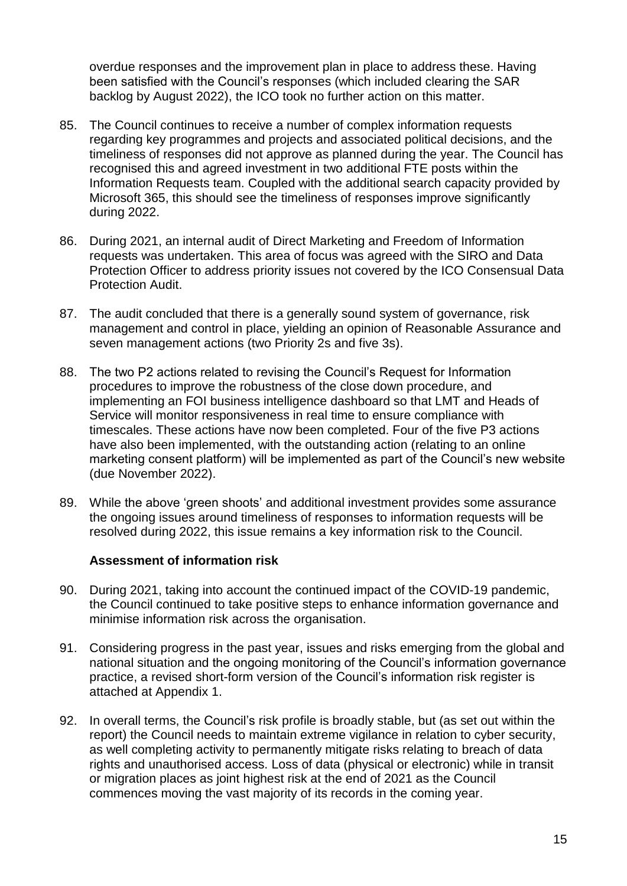overdue responses and the improvement plan in place to address these. Having been satisfied with the Council's responses (which included clearing the SAR backlog by August 2022), the ICO took no further action on this matter.

85. The Council continues to receive a number of complex information requests regarding key programmes and projects and associated political decisions, and the timeliness of responses did not approve as planned during the year. The Council has recognised this and agreed investment in two additional FTE posts within the Information Requests team. Coupled with the additional search capacity provided by Microsoft 365, this should see the timeliness of responses improve significantly during 2022.

86. During 2021, an internal audit of Direct Marketing and Freedom of Information requests was undertaken. This area of focus was agreed with the SIRO and Data Protection Officer to address priority issues not covered by the ICO Consensual Data Protection Audit.

87. The audit concluded that there is a generally sound system of governance, risk management and control in place, yielding an opinion of Reasonable Assurance and seven management actions (two Priority 2s and five 3s).

88. The two P2 actions related to revising the Council's Request for Information procedures to improve the robustness of the close down procedure, and implementing an FOI business intelligence dashboard so that LMT and Heads of Service will monitor responsiveness in real time to ensure compliance with timescales. These actions have now been completed. Four of the five P3 actions have also been implemented, with the outstanding action (relating to an online marketing consent platform) will be implemented as part of the Council's new website (due November 2022).

89. While the above 'green shoots' and additional investment provides some assurance the ongoing issues around timeliness of responses to information requests will be resolved during 2022, this issue remains a key information risk to the Council.

### Assessment of information risk

90. During 2021, taking into account the continued impact of the COVID-19 pandemic, the Council continued to take positive steps to enhance information governance and minimise information risk across the organisation.

91. Considering progress in the past year, issues and risks emerging from the global and national situation and the ongoing monitoring of the Council's information governance practice, a revised short-form version of the Council's information risk register is attached at Appendix 1.

92. In overall terms, the Council's risk profile is broadly stable, but (as set out within the report) the Council needs to maintain extreme vigilance in relation to cyber security, as well completing activity to permanently mitigate risks relating to breach of data rights and unauthorised access. Loss of data (physical or electronic) while in transit or migration places as joint highest risk at the end of 2021 as the Council commences moving the vast majority of its records in the coming year.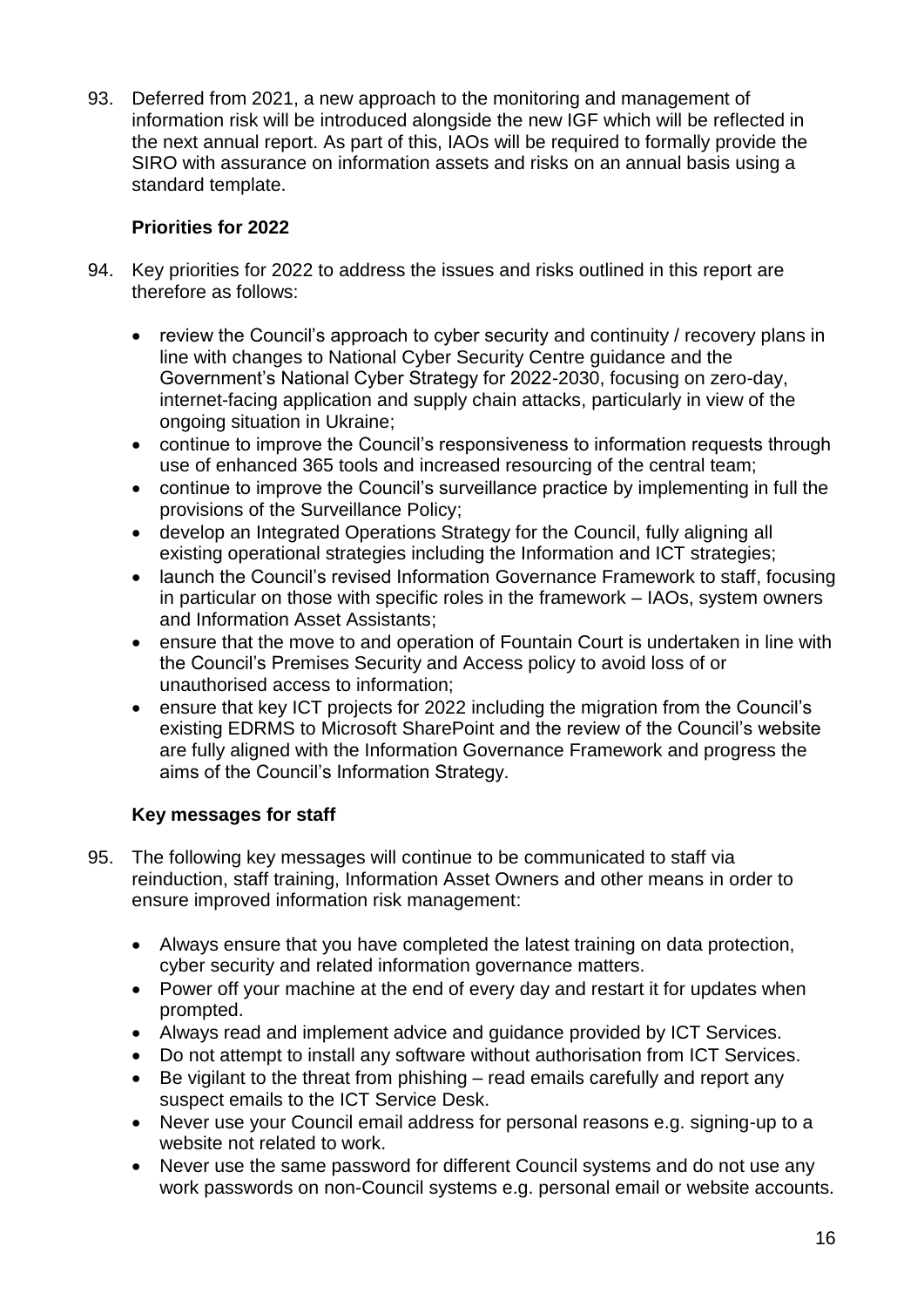93. Deferred from 2021, a new approach to the monitoring and management of information risk will be introduced alongside the new IGF which will be reflected in the next annual report. As part of this, IAOs will be required to formally provide the SIRO with assurance on information assets and risks on an annual basis using a standard template.

### Priorities for 2022

94. Key priorities for 2022 to address the issues and risks outlined in this report are therefore as follows:

- review the Council's approach to cyber security and continuity / recovery plans in line with changes to National Cyber Security Centre guidance and the Government's National Cyber Strategy for 2022-2030, focusing on zero-day, internet-facing application and supply chain attacks, particularly in view of the ongoing situation in Ukraine;
- continue to improve the Council's responsiveness to information requests through use of enhanced 365 tools and increased resourcing of the central team;
- continue to improve the Council's surveillance practice by implementing in full the provisions of the Surveillance Policy;
- develop an Integrated Operations Strategy for the Council, fully aligning all existing operational strategies including the Information and ICT strategies;
- launch the Council's revised Information Governance Framework to staff, focusing in particular on those with specific roles in the framework – IAOs, system owners and Information Asset Assistants;
- ensure that the move to and operation of Fountain Court is undertaken in line with the Council's Premises Security and Access policy to avoid loss of or unauthorised access to information;
- ensure that key ICT projects for 2022 including the migration from the Council's existing EDRMS to Microsoft SharePoint and the review of the Council's website are fully aligned with the Information Governance Framework and progress the aims of the Council's Information Strategy.

### Key messages for staff

95. The following key messages will continue to be communicated to staff via reinduction, staff training, Information Asset Owners and other means in order to ensure improved information risk management:

- Always ensure that you have completed the latest training on data protection, cyber security and related information governance matters.
- Power off your machine at the end of every day and restart it for updates when prompted.
- Always read and implement advice and guidance provided by ICT Services.
- Do not attempt to install any software without authorisation from ICT Services.
- Be vigilant to the threat from phishing – read emails carefully and report any suspect emails to the ICT Service Desk.
- Never use your Council email address for personal reasons e.g. signing-up to a website not related to work.
- Never use the same password for different Council systems and do not use any work passwords on non-Council systems e.g. personal email or website accounts.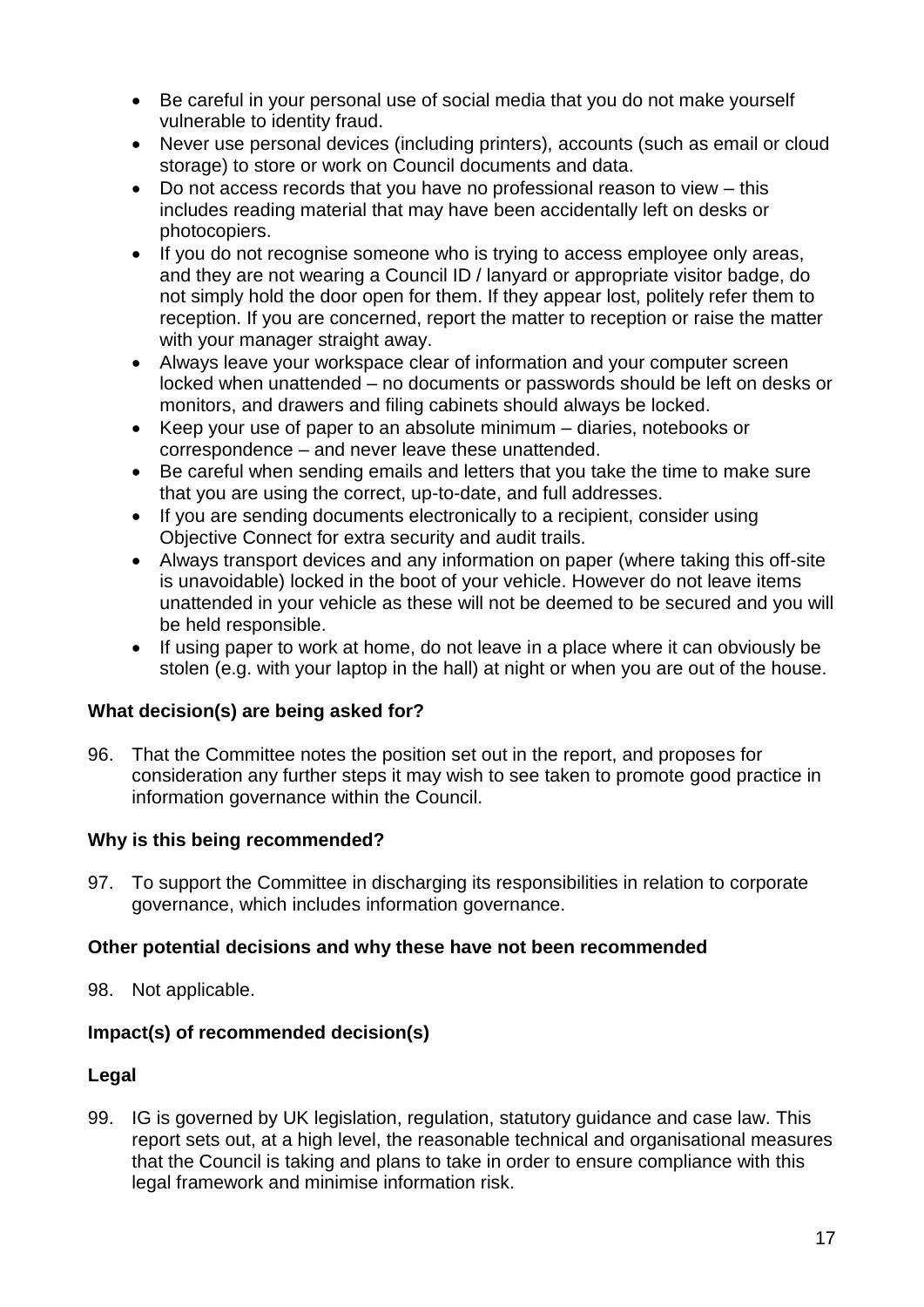- Be careful in your personal use of social media that you do not make yourself vulnerable to identity fraud.
- Never use personal devices (including printers), accounts (such as email or cloud storage) to store or work on Council documents and data.
- Do not access records that you have no professional reason to view – this includes reading material that may have been accidentally left on desks or photocopiers.
- If you do not recognise someone who is trying to access employee only areas, and they are not wearing a Council ID / lanyard or appropriate visitor badge, do not simply hold the door open for them. If they appear lost, politely refer them to reception. If you are concerned, report the matter to reception or raise the matter with your manager straight away.
- Always leave your workspace clear of information and your computer screen locked when unattended – no documents or passwords should be left on desks or monitors, and drawers and filing cabinets should always be locked.
- Keep your use of paper to an absolute minimum – diaries, notebooks or correspondence – and never leave these unattended.
- Be careful when sending emails and letters that you take the time to make sure that you are using the correct, up-to-date, and full addresses.
- If you are sending documents electronically to a recipient, consider using Objective Connect for extra security and audit trails.
- Always transport devices and any information on paper (where taking this off-site is unavoidable) locked in the boot of your vehicle. However do not leave items unattended in your vehicle as these will not be deemed to be secured and you will be held responsible.
- If using paper to work at home, do not leave in a place where it can obviously be stolen (e.g. with your laptop in the hall) at night or when you are out of the house.

**What decision(s) are being asked for?**

96. That the Committee notes the position set out in the report, and proposes for consideration any further steps it may wish to see taken to promote good practice in information governance within the Council.

**Why is this being recommended?**

97. To support the Committee in discharging its responsibilities in relation to corporate governance, which includes information governance.

**Other potential decisions and why these have not been recommended**

98. Not applicable.

**Impact(s) of recommended decision(s)**

**Legal**

99. IG is governed by UK legislation, regulation, statutory guidance and case law. This report sets out, at a high level, the reasonable technical and organisational measures that the Council is taking and plans to take in order to ensure compliance with this legal framework and minimise information risk.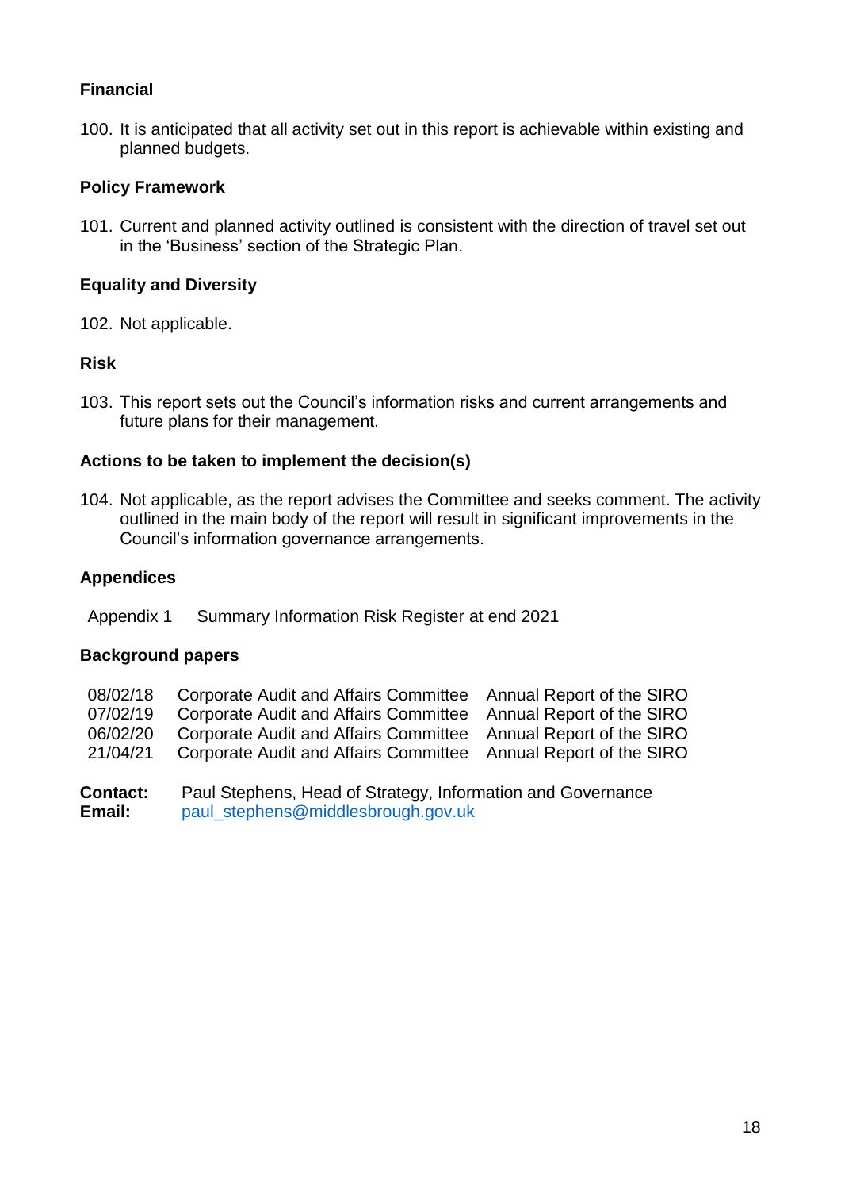### Financial

100. It is anticipated that all activity set out in this report is achievable within existing and planned budgets.

### Policy Framework

101. Current and planned activity outlined is consistent with the direction of travel set out in the 'Business' section of the Strategic Plan.

### Equality and Diversity

102. Not applicable.

### Risk

103. This report sets out the Council's information risks and current arrangements and future plans for their management.

### Actions to be taken to implement the decision(s)

104. Not applicable, as the report advises the Committee and seeks comment. The activity outlined in the main body of the report will result in significant improvements in the Council's information governance arrangements.

### Appendices

Appendix 1 Summary Information Risk Register at end 2021

### Background papers

| | | |
|---|---|---|
| 08/02/18 | Corporate Audit and Affairs Committee | Annual Report of the SIRO |
| 07/02/19 | Corporate Audit and Affairs Committee | Annual Report of the SIRO |
| 06/02/20 | Corporate Audit and Affairs Committee | Annual Report of the SIRO |
| 21/04/21 | Corporate Audit and Affairs Committee | Annual Report of the SIRO |

**Contact:** Paul Stephens, Head of Strategy, Information and Governance
**Email:** paul_stephens@middlesbrough.gov.uk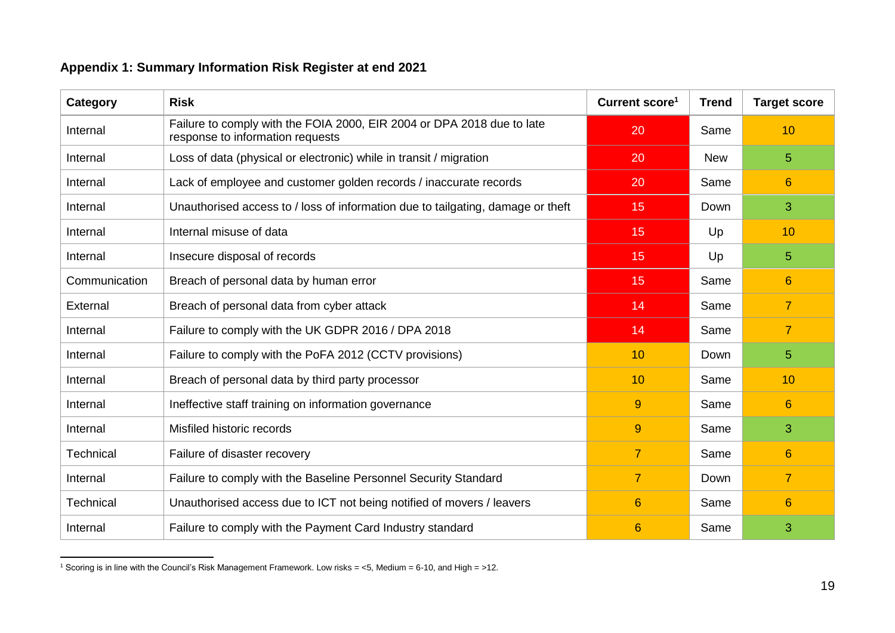## Appendix 1: Summary Information Risk Register at end 2021

| Category | Risk | Current score[1] | Trend | Target score |
|---|---|---|---|---|
| Internal | Failure to comply with the FOIA 2000, EIR 2004 or DPA 2018 due to late response to information requests | 20 | Same | 10 |
| Internal | Loss of data (physical or electronic) while in transit / migration | 20 | New | 5 |
| Internal | Lack of employee and customer golden records / inaccurate records | 20 | Same | 6 |
| Internal | Unauthorised access to / loss of information due to tailgating, damage or theft | 15 | Down | 3 |
| Internal | Internal misuse of data | 15 | Up | 10 |
| Internal | Insecure disposal of records | 15 | Up | 5 |
| Communication | Breach of personal data by human error | 15 | Same | 6 |
| External | Breach of personal data from cyber attack | 14 | Same | 7 |
| Internal | Failure to comply with the UK GDPR 2016 / DPA 2018 | 14 | Same | 7 |
| Internal | Failure to comply with the PoFA 2012 (CCTV provisions) | 10 | Down | 5 |
| Internal | Breach of personal data by third party processor | 10 | Same | 10 |
| Internal | Ineffective staff training on information governance | 9 | Same | 6 |
| Internal | Misfiled historic records | 9 | Same | 3 |
| Technical | Failure of disaster recovery | 7 | Same | 6 |
| Internal | Failure to comply with the Baseline Personnel Security Standard | 7 | Down | 7 |
| Technical | Unauthorised access due to ICT not being notified of movers / leavers | 6 | Same | 6 |
| Internal | Failure to comply with the Payment Card Industry standard | 6 | Same | 3 |

[1] Scoring is in line with the Council's Risk Management Framework. Low risks = <5, Medium = 6-10, and High = >12.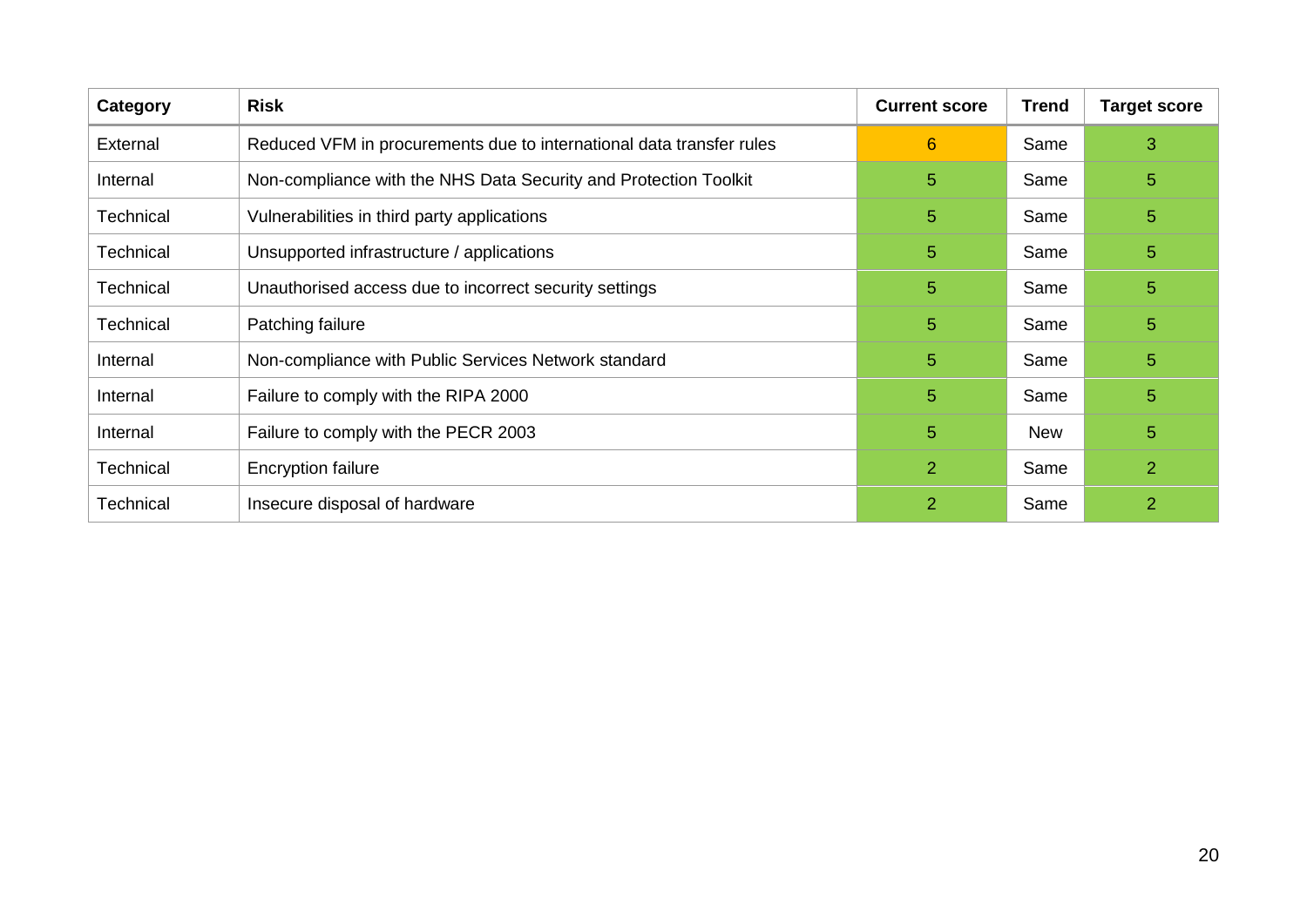| Category | Risk | Current score | Trend | Target score |
|---|---|---|---|---|
| External | Reduced VFM in procurements due to international data transfer rules | 6 | Same | 3 |
| Internal | Non-compliance with the NHS Data Security and Protection Toolkit | 5 | Same | 5 |
| Technical | Vulnerabilities in third party applications | 5 | Same | 5 |
| Technical | Unsupported infrastructure / applications | 5 | Same | 5 |
| Technical | Unauthorised access due to incorrect security settings | 5 | Same | 5 |
| Technical | Patching failure | 5 | Same | 5 |
| Internal | Non-compliance with Public Services Network standard | 5 | Same | 5 |
| Internal | Failure to comply with the RIPA 2000 | 5 | Same | 5 |
| Internal | Failure to comply with the PECR 2003 | 5 | New | 5 |
| Technical | Encryption failure | 2 | Same | 2 |
| Technical | Insecure disposal of hardware | 2 | Same | 2 |